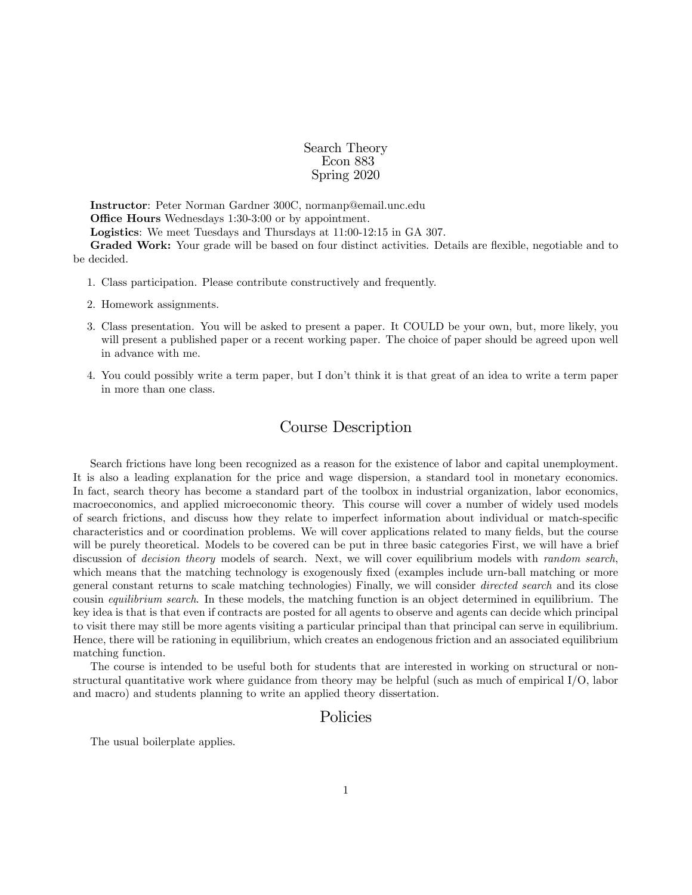# Search Theory
## Econ 883
## Spring 2020

**Instructor**: Peter Norman Gardner 300C, normanp@email.unc.edu

**Office Hours** Wednesdays 1:30-3:00 or by appointment.

**Logistics**: We meet Tuesdays and Thursdays at 11:00-12:15 in GA 307.

**Graded Work:** Your grade will be based on four distinct activities. Details are flexible, negotiable and to be decided.

1. Class participation. Please contribute constructively and frequently.
2. Homework assignments.
3. Class presentation. You will be asked to present a paper. It COULD be your own, but, more likely, you will present a published paper or a recent working paper. The choice of paper should be agreed upon well in advance with me.
4. You could possibly write a term paper, but I don't think it is that great of an idea to write a term paper in more than one class.

## Course Description

Search frictions have long been recognized as a reason for the existence of labor and capital unemployment. It is also a leading explanation for the price and wage dispersion, a standard tool in monetary economics. In fact, search theory has become a standard part of the toolbox in industrial organization, labor economics, macroeconomics, and applied microeconomic theory. This course will cover a number of widely used models of search frictions, and discuss how they relate to imperfect information about individual or match-specific characteristics and or coordination problems. We will cover applications related to many fields, but the course will be purely theoretical. Models to be covered can be put in three basic categories First, we will have a brief discussion of *decision theory* models of search. Next, we will cover equilibrium models with *random search*, which means that the matching technology is exogenously fixed (examples include urn-ball matching or more general constant returns to scale matching technologies) Finally, we will consider *directed search* and its close cousin *equilibrium search*. In these models, the matching function is an object determined in equilibrium. The key idea is that is that even if contracts are posted for all agents to observe and agents can decide which principal to visit there may still be more agents visiting a particular principal than that principal can serve in equilibrium. Hence, there will be rationing in equilibrium, which creates an endogenous friction and an associated equilibrium matching function.

The course is intended to be useful both for students that are interested in working on structural or non-structural quantitative work where guidance from theory may be helpful (such as much of empirical I/O, labor and macro) and students planning to write an applied theory dissertation.

## Policies

The usual boilerplate applies.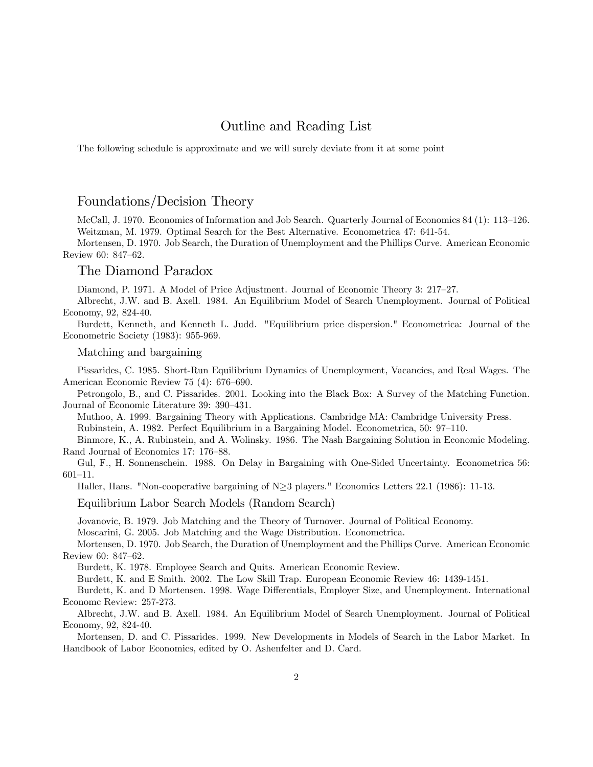# Outline and Reading List

The following schedule is approximate and we will surely deviate from it at some point

## Foundations/Decision Theory

McCall, J. 1970. Economics of Information and Job Search. Quarterly Journal of Economics 84 (1): 113–126.

Weitzman, M. 1979. Optimal Search for the Best Alternative. Econometrica 47: 641-54.

Mortensen, D. 1970. Job Search, the Duration of Unemployment and the Phillips Curve. American Economic Review 60: 847–62.

## The Diamond Paradox

Diamond, P. 1971. A Model of Price Adjustment. Journal of Economic Theory 3: 217–27.

Albrecht, J.W. and B. Axell. 1984. An Equilibrium Model of Search Unemployment. Journal of Political Economy, 92, 824-40.

Burdett, Kenneth, and Kenneth L. Judd. "Equilibrium price dispersion." Econometrica: Journal of the Econometric Society (1983): 955-969.

### Matching and bargaining

Pissarides, C. 1985. Short-Run Equilibrium Dynamics of Unemployment, Vacancies, and Real Wages. The American Economic Review 75 (4): 676–690.

Petrongolo, B., and C. Pissarides. 2001. Looking into the Black Box: A Survey of the Matching Function. Journal of Economic Literature 39: 390–431.

Muthoo, A. 1999. Bargaining Theory with Applications. Cambridge MA: Cambridge University Press.

Rubinstein, A. 1982. Perfect Equilibrium in a Bargaining Model. Econometrica, 50: 97–110.

Binmore, K., A. Rubinstein, and A. Wolinsky. 1986. The Nash Bargaining Solution in Economic Modeling. Rand Journal of Economics 17: 176–88.

Gul, F., H. Sonnenschein. 1988. On Delay in Bargaining with One-Sided Uncertainty. Econometrica 56: 601–11.

Haller, Hans. "Non-cooperative bargaining of N$\geq$3 players." Economics Letters 22.1 (1986): 11-13.

### Equilibrium Labor Search Models (Random Search)

Jovanovic, B. 1979. Job Matching and the Theory of Turnover. Journal of Political Economy.

Moscarini, G. 2005. Job Matching and the Wage Distribution. Econometrica.

Mortensen, D. 1970. Job Search, the Duration of Unemployment and the Phillips Curve. American Economic Review 60: 847–62.

Burdett, K. 1978. Employee Search and Quits. American Economic Review.

Burdett, K. and E Smith. 2002. The Low Skill Trap. European Economic Review 46: 1439-1451.

Burdett, K. and D Mortensen. 1998. Wage Differentials, Employer Size, and Unemployment. International Economc Review: 257-273.

Albrecht, J.W. and B. Axell. 1984. An Equilibrium Model of Search Unemployment. Journal of Political Economy, 92, 824-40.

Mortensen, D. and C. Pissarides. 1999. New Developments in Models of Search in the Labor Market. In Handbook of Labor Economics, edited by O. Ashenfelter and D. Card.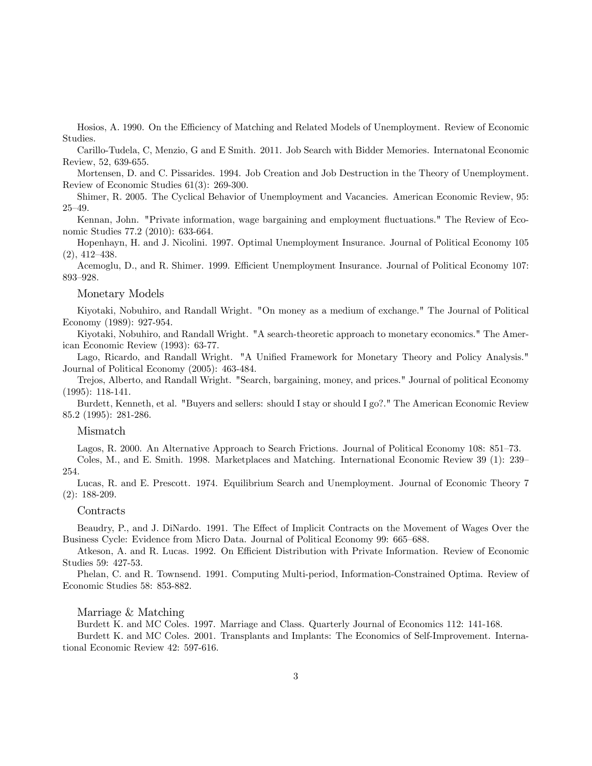Hosios, A. 1990. On the Efficiency of Matching and Related Models of Unemployment. Review of Economic Studies.

Carillo-Tudela, C, Menzio, G and E Smith. 2011. Job Search with Bidder Memories. Internatonal Economic Review, 52, 639-655.

Mortensen, D. and C. Pissarides. 1994. Job Creation and Job Destruction in the Theory of Unemployment. Review of Economic Studies 61(3): 269-300.

Shimer, R. 2005. The Cyclical Behavior of Unemployment and Vacancies. American Economic Review, 95: 25–49.

Kennan, John. "Private information, wage bargaining and employment fluctuations." The Review of Economic Studies 77.2 (2010): 633-664.

Hopenhayn, H. and J. Nicolini. 1997. Optimal Unemployment Insurance. Journal of Political Economy 105 (2), 412–438.

Acemoglu, D., and R. Shimer. 1999. Efficient Unemployment Insurance. Journal of Political Economy 107: 893–928.

### Monetary Models

Kiyotaki, Nobuhiro, and Randall Wright. "On money as a medium of exchange." The Journal of Political Economy (1989): 927-954.

Kiyotaki, Nobuhiro, and Randall Wright. "A search-theoretic approach to monetary economics." The American Economic Review (1993): 63-77.

Lago, Ricardo, and Randall Wright. "A Unified Framework for Monetary Theory and Policy Analysis." Journal of Political Economy (2005): 463-484.

Trejos, Alberto, and Randall Wright. "Search, bargaining, money, and prices." Journal of political Economy (1995): 118-141.

Burdett, Kenneth, et al. "Buyers and sellers: should I stay or should I go?." The American Economic Review 85.2 (1995): 281-286.

### Mismatch

Lagos, R. 2000. An Alternative Approach to Search Frictions. Journal of Political Economy 108: 851–73.

Coles, M., and E. Smith. 1998. Marketplaces and Matching. International Economic Review 39 (1): 239–254.

Lucas, R. and E. Prescott. 1974. Equilibrium Search and Unemployment. Journal of Economic Theory 7 (2): 188-209.

### Contracts

Beaudry, P., and J. DiNardo. 1991. The Effect of Implicit Contracts on the Movement of Wages Over the Business Cycle: Evidence from Micro Data. Journal of Political Economy 99: 665–688.

Atkeson, A. and R. Lucas. 1992. On Efficient Distribution with Private Information. Review of Economic Studies 59: 427-53.

Phelan, C. and R. Townsend. 1991. Computing Multi-period, Information-Constrained Optima. Review of Economic Studies 58: 853-882.

### Marriage & Matching

Burdett K. and MC Coles. 1997. Marriage and Class. Quarterly Journal of Economics 112: 141-168.

Burdett K. and MC Coles. 2001. Transplants and Implants: The Economics of Self-Improvement. International Economic Review 42: 597-616.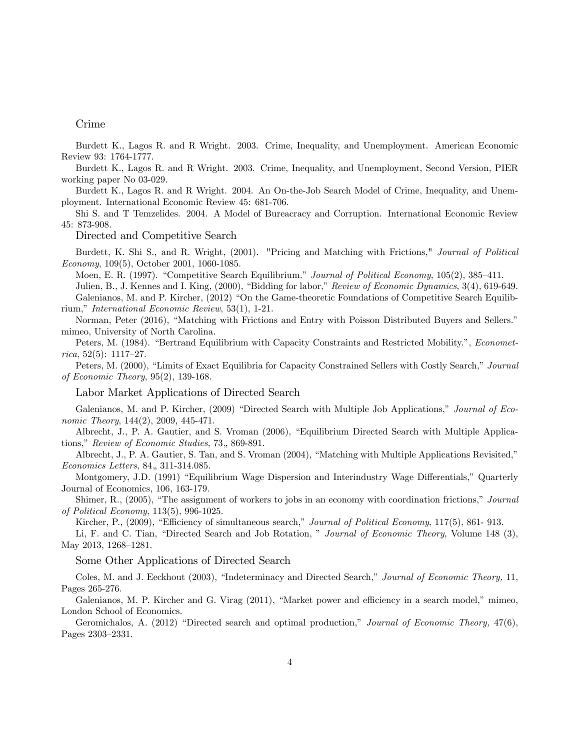## Crime

Burdett K., Lagos R. and R Wright. 2003. Crime, Inequality, and Unemployment. American Economic Review 93: 1764-1777.

Burdett K., Lagos R. and R Wright. 2003. Crime, Inequality, and Unemployment, Second Version, PIER working paper No 03-029.

Burdett K., Lagos R. and R Wright. 2004. An On-the-Job Search Model of Crime, Inequality, and Unemployment. International Economic Review 45: 681-706.

Shi S. and T Temzelides. 2004. A Model of Bureacracy and Corruption. International Economic Review 45: 873-908.

## Directed and Competitive Search

Burdett, K. Shi S., and R. Wright, (2001). "Pricing and Matching with Frictions," *Journal of Political Economy*, 109(5), October 2001, 1060-1085.

Moen, E. R. (1997). "Competitive Search Equilibrium." *Journal of Political Economy*, 105(2), 385–411.

Julien, B., J. Kennes and I. King, (2000), "Bidding for labor," *Review of Economic Dynamics*, 3(4), 619-649.

Galenianos, M. and P. Kircher, (2012) "On the Game-theoretic Foundations of Competitive Search Equilibrium," *International Economic Review*, 53(1), 1-21.

Norman, Peter (2016), "Matching with Frictions and Entry with Poisson Distributed Buyers and Sellers." mimeo, University of North Carolina.

Peters, M. (1984). "Bertrand Equilibrium with Capacity Constraints and Restricted Mobility.", *Econometrica*, 52(5): 1117–27.

Peters, M. (2000), "Limits of Exact Equilibria for Capacity Constrained Sellers with Costly Search," *Journal of Economic Theory*, 95(2), 139-168.

## Labor Market Applications of Directed Search

Galenianos, M. and P. Kircher, (2009) "Directed Search with Multiple Job Applications," *Journal of Economic Theory*, 144(2), 2009, 445-471.

Albrecht, J., P. A. Gautier, and S. Vroman (2006), "Equilibrium Directed Search with Multiple Applications," *Review of Economic Studies*, 73" 869-891.

Albrecht, J., P. A. Gautier, S. Tan, and S. Vroman (2004), "Matching with Multiple Applications Revisited," *Economics Letters*, 84" 311-314.085.

Montgomery, J.D. (1991) "Equilibrium Wage Dispersion and Interindustry Wage Differentials," Quarterly Journal of Economics, 106, 163-179.

Shimer, R., (2005), "The assignment of workers to jobs in an economy with coordination frictions," *Journal of Political Economy*, 113(5), 996-1025.

Kircher, P., (2009), "Efficiency of simultaneous search," *Journal of Political Economy*, 117(5), 861- 913.

Li, F. and C. Tian, "Directed Search and Job Rotation, " *Journal of Economic Theory*, Volume 148 (3), May 2013, 1268–1281.

## Some Other Applications of Directed Search

Coles, M. and J. Eeckhout (2003), "Indeterminacy and Directed Search," *Journal of Economic Theory,* 11, Pages 265-276.

Galenianos, M. P. Kircher and G. Virag (2011), "Market power and efficiency in a search model," mimeo, London School of Economics.

Geromichalos, A. (2012) "Directed search and optimal production," *Journal of Economic Theory,* 47(6), Pages 2303–2331.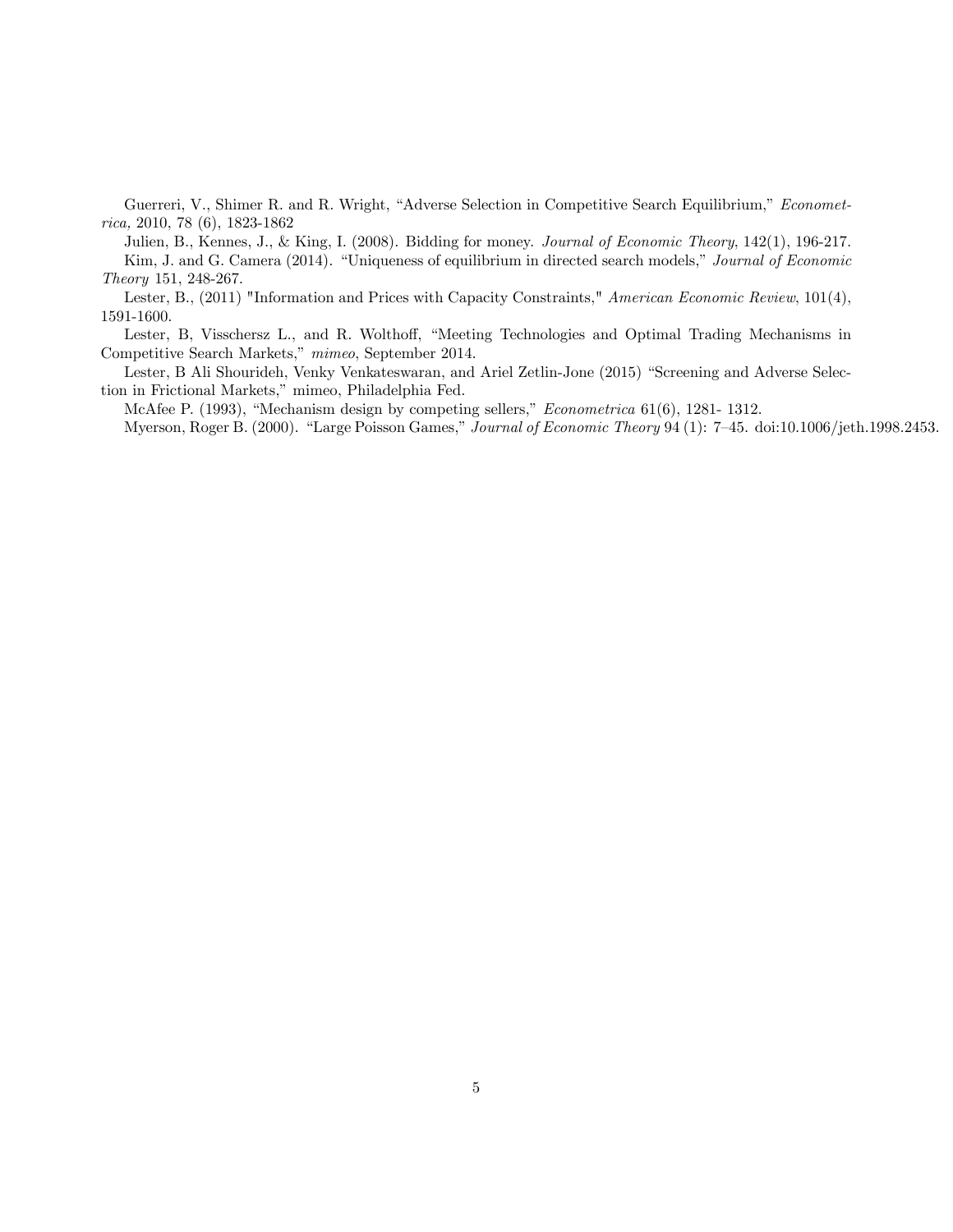Guerreri, V., Shimer R. and R. Wright, "Adverse Selection in Competitive Search Equilibrium," *Econometrica,* 2010, 78 (6), 1823-1862

Julien, B., Kennes, J., & King, I. (2008). Bidding for money. *Journal of Economic Theory*, 142(1), 196-217.

Kim, J. and G. Camera (2014). "Uniqueness of equilibrium in directed search models," *Journal of Economic Theory* 151, 248-267.

Lester, B., (2011) "Information and Prices with Capacity Constraints," *American Economic Review*, 101(4), 1591-1600.

Lester, B, Visschersz L., and R. Wolthoff, "Meeting Technologies and Optimal Trading Mechanisms in Competitive Search Markets," *mimeo*, September 2014.

Lester, B Ali Shourideh, Venky Venkateswaran, and Ariel Zetlin-Jone (2015) "Screening and Adverse Selection in Frictional Markets," mimeo, Philadelphia Fed.

McAfee P. (1993), "Mechanism design by competing sellers," *Econometrica* 61(6), 1281- 1312.

Myerson, Roger B. (2000). "Large Poisson Games," *Journal of Economic Theory* 94 (1): 7–45. doi:10.1006/jeth.1998.2453.